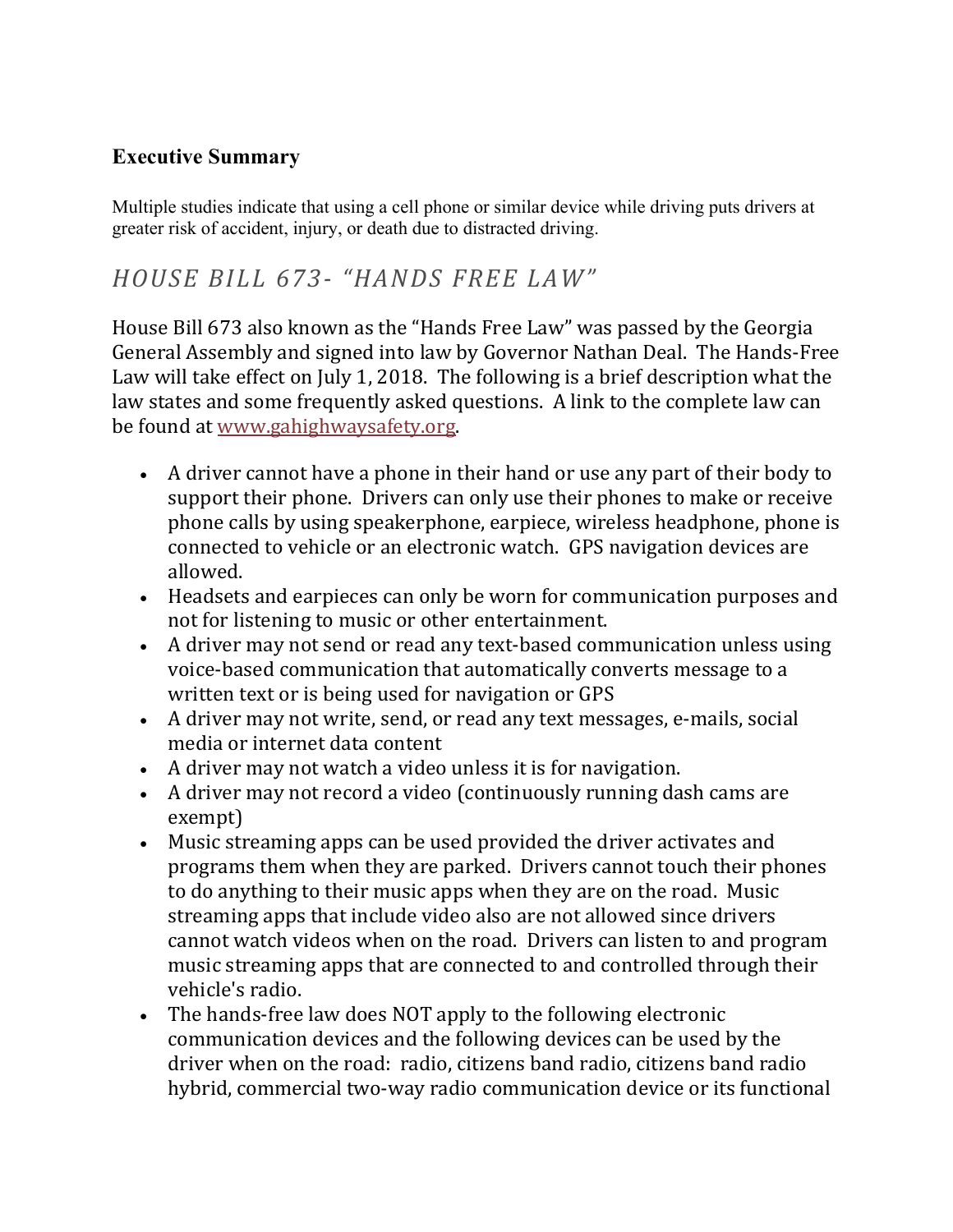## Executive Summary

Multiple studies indicate that using a cell phone or similar device while driving puts drivers at greater risk of accident, injury, or death due to distracted driving.

## *HOUSE BILL 673- "HANDS FREE LAW"*

House Bill 673 also known as the "Hands Free Law" was passed by the Georgia General Assembly and signed into law by Governor Nathan Deal. The Hands-Free Law will take effect on July 1, 2018. The following is a brief description what the law states and some frequently asked questions. A link to the complete law can be found at [www.gahighwaysafety.org](www.gahighwaysafety.org).

- A driver cannot have a phone in their hand or use any part of their body to support their phone. Drivers can only use their phones to make or receive phone calls by using speakerphone, earpiece, wireless headphone, phone is connected to vehicle or an electronic watch. GPS navigation devices are allowed.
- Headsets and earpieces can only be worn for communication purposes and not for listening to music or other entertainment.
- A driver may not send or read any text-based communication unless using voice-based communication that automatically converts message to a written text or is being used for navigation or GPS
- A driver may not write, send, or read any text messages, e-mails, social media or internet data content
- A driver may not watch a video unless it is for navigation.
- A driver may not record a video (continuously running dash cams are exempt)
- Music streaming apps can be used provided the driver activates and programs them when they are parked. Drivers cannot touch their phones to do anything to their music apps when they are on the road. Music streaming apps that include video also are not allowed since drivers cannot watch videos when on the road. Drivers can listen to and program music streaming apps that are connected to and controlled through their vehicle's radio.
- The hands-free law does NOT apply to the following electronic communication devices and the following devices can be used by the driver when on the road: radio, citizens band radio, citizens band radio hybrid, commercial two-way radio communication device or its functional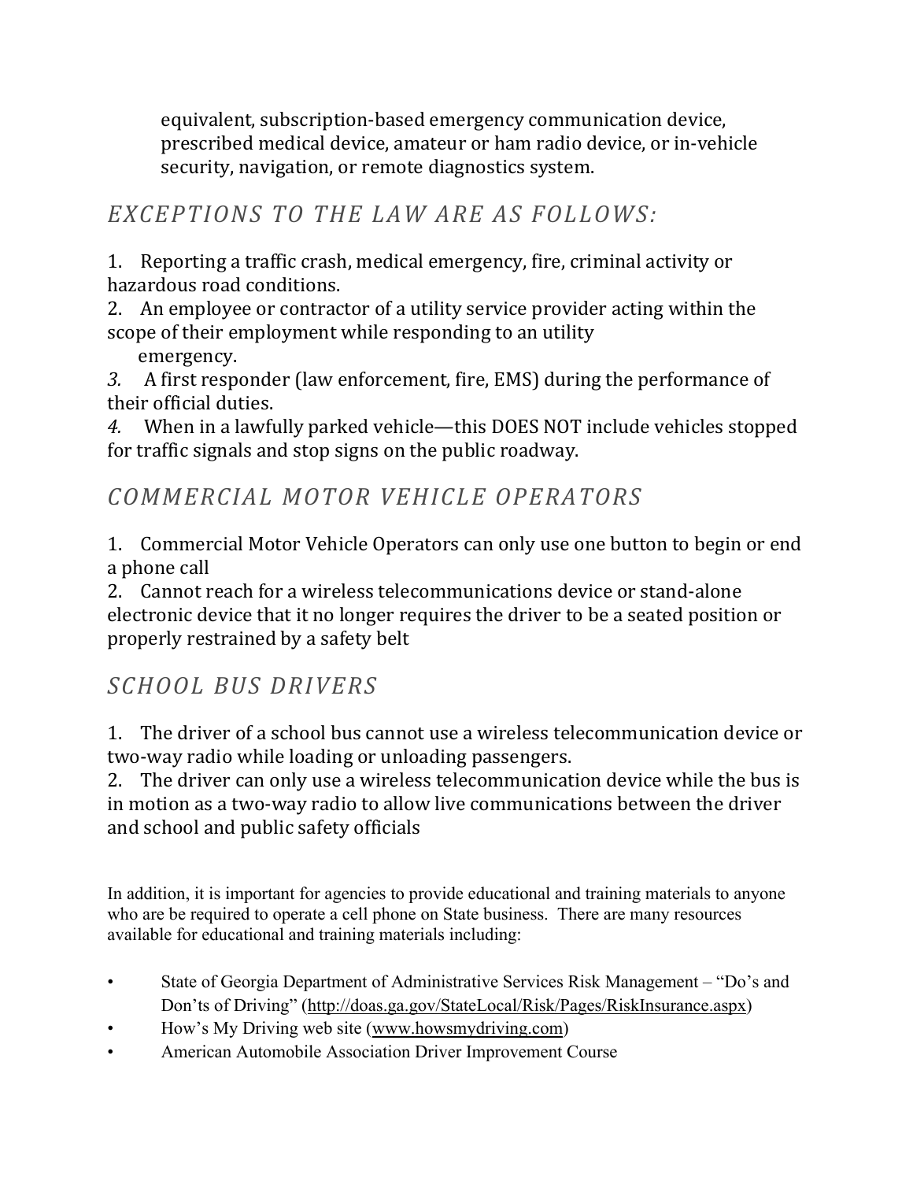equivalent, subscription-based emergency communication device, prescribed medical device, amateur or ham radio device, or in-vehicle security, navigation, or remote diagnostics system.

## *EXCEPTIONS TO THE LAW ARE AS FOLLOWS:*

1. Reporting a traffic crash, medical emergency, fire, criminal activity or hazardous road conditions.
2. An employee or contractor of a utility service provider acting within the scope of their employment while responding to an utility emergency.
3. A first responder (law enforcement, fire, EMS) during the performance of their official duties.
4. When in a lawfully parked vehicle—this DOES NOT include vehicles stopped for traffic signals and stop signs on the public roadway.

## *COMMERCIAL MOTOR VEHICLE OPERATORS*

1. Commercial Motor Vehicle Operators can only use one button to begin or end a phone call
2. Cannot reach for a wireless telecommunications device or stand-alone electronic device that it no longer requires the driver to be a seated position or properly restrained by a safety belt

## *SCHOOL BUS DRIVERS*

1. The driver of a school bus cannot use a wireless telecommunication device or two-way radio while loading or unloading passengers.
2. The driver can only use a wireless telecommunication device while the bus is in motion as a two-way radio to allow live communications between the driver and school and public safety officials

In addition, it is important for agencies to provide educational and training materials to anyone who are be required to operate a cell phone on State business. There are many resources available for educational and training materials including:

- State of Georgia Department of Administrative Services Risk Management – "Do's and Don'ts of Driving" (http://doas.ga.gov/StateLocal/Risk/Pages/RiskInsurance.aspx)
- How's My Driving web site (www.howsmydriving.com)
- American Automobile Association Driver Improvement Course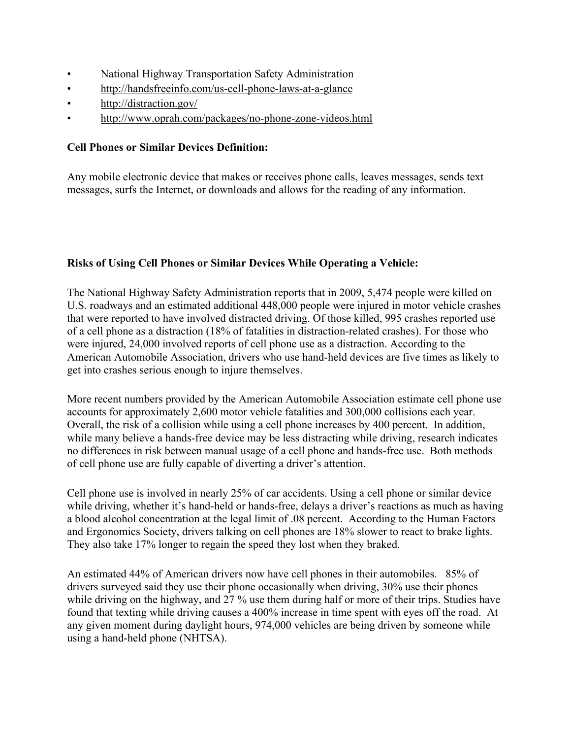- National Highway Transportation Safety Administration
- http://handsfreeinfo.com/us-cell-phone-laws-at-a-glance
- http://distraction.gov/
- http://www.oprah.com/packages/no-phone-zone-videos.html

**Cell Phones or Similar Devices Definition:**

Any mobile electronic device that makes or receives phone calls, leaves messages, sends text messages, surfs the Internet, or downloads and allows for the reading of any information.

**Risks of Using Cell Phones or Similar Devices While Operating a Vehicle:**

The National Highway Safety Administration reports that in 2009, 5,474 people were killed on U.S. roadways and an estimated additional 448,000 people were injured in motor vehicle crashes that were reported to have involved distracted driving. Of those killed, 995 crashes reported use of a cell phone as a distraction (18% of fatalities in distraction-related crashes). For those who were injured, 24,000 involved reports of cell phone use as a distraction. According to the American Automobile Association, drivers who use hand-held devices are five times as likely to get into crashes serious enough to injure themselves.

More recent numbers provided by the American Automobile Association estimate cell phone use accounts for approximately 2,600 motor vehicle fatalities and 300,000 collisions each year. Overall, the risk of a collision while using a cell phone increases by 400 percent. In addition, while many believe a hands-free device may be less distracting while driving, research indicates no differences in risk between manual usage of a cell phone and hands-free use. Both methods of cell phone use are fully capable of diverting a driver's attention.

Cell phone use is involved in nearly 25% of car accidents. Using a cell phone or similar device while driving, whether it's hand-held or hands-free, delays a driver's reactions as much as having a blood alcohol concentration at the legal limit of .08 percent. According to the Human Factors and Ergonomics Society, drivers talking on cell phones are 18% slower to react to brake lights. They also take 17% longer to regain the speed they lost when they braked.

An estimated 44% of American drivers now have cell phones in their automobiles. 85% of drivers surveyed said they use their phone occasionally when driving, 30% use their phones while driving on the highway, and 27 % use them during half or more of their trips. Studies have found that texting while driving causes a 400% increase in time spent with eyes off the road. At any given moment during daylight hours, 974,000 vehicles are being driven by someone while using a hand-held phone (NHTSA).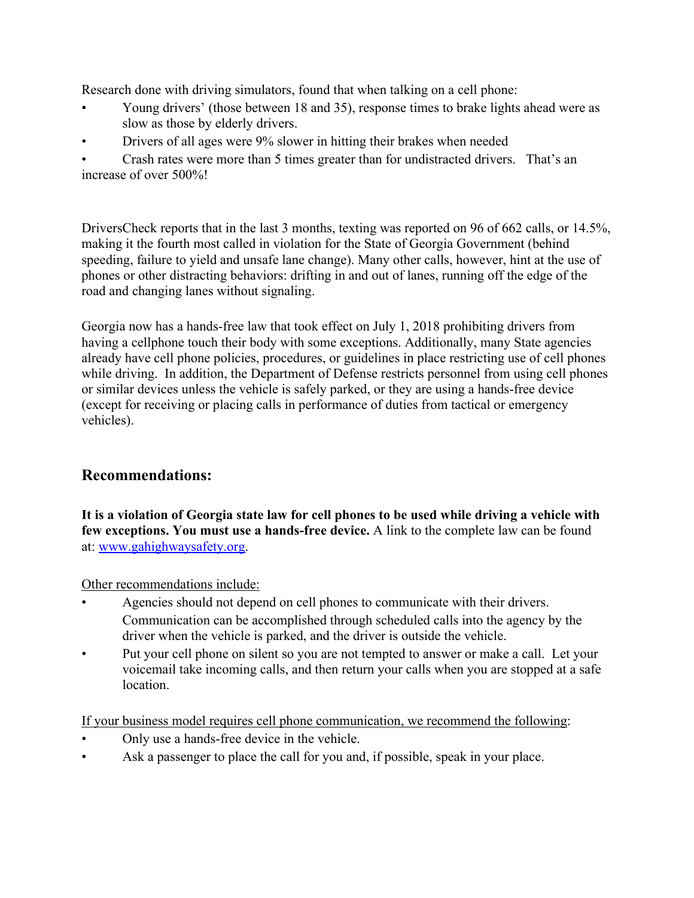Research done with driving simulators, found that when talking on a cell phone:

- Young drivers' (those between 18 and 35), response times to brake lights ahead were as slow as those by elderly drivers.
- Drivers of all ages were 9% slower in hitting their brakes when needed
- Crash rates were more than 5 times greater than for undistracted drivers. That's an increase of over 500%!

DriversCheck reports that in the last 3 months, texting was reported on 96 of 662 calls, or 14.5%, making it the fourth most called in violation for the State of Georgia Government (behind speeding, failure to yield and unsafe lane change). Many other calls, however, hint at the use of phones or other distracting behaviors: drifting in and out of lanes, running off the edge of the road and changing lanes without signaling.

Georgia now has a hands-free law that took effect on July 1, 2018 prohibiting drivers from having a cellphone touch their body with some exceptions. Additionally, many State agencies already have cell phone policies, procedures, or guidelines in place restricting use of cell phones while driving. In addition, the Department of Defense restricts personnel from using cell phones or similar devices unless the vehicle is safely parked, or they are using a hands-free device (except for receiving or placing calls in performance of duties from tactical or emergency vehicles).

## Recommendations:

**It is a violation of Georgia state law for cell phones to be used while driving a vehicle with few exceptions. You must use a hands-free device.** A link to the complete law can be found at: [www.gahighwaysafety.org](www.gahighwaysafety.org).

Other recommendations include:

- Agencies should not depend on cell phones to communicate with their drivers. Communication can be accomplished through scheduled calls into the agency by the driver when the vehicle is parked, and the driver is outside the vehicle.
- Put your cell phone on silent so you are not tempted to answer or make a call. Let your voicemail take incoming calls, and then return your calls when you are stopped at a safe location.

If your business model requires cell phone communication, we recommend the following:

- Only use a hands-free device in the vehicle.
- Ask a passenger to place the call for you and, if possible, speak in your place.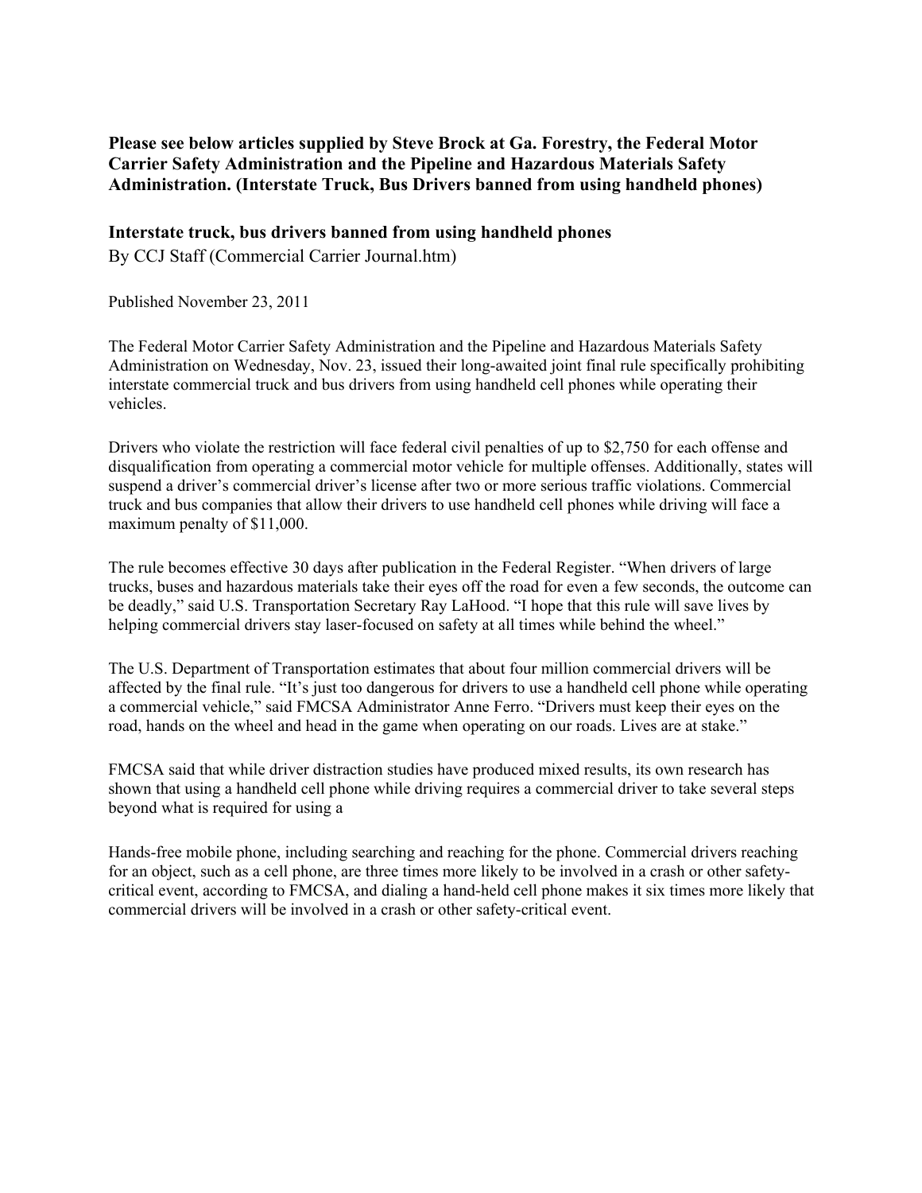**Please see below articles supplied by Steve Brock at Ga. Forestry, the Federal Motor Carrier Safety Administration and the Pipeline and Hazardous Materials Safety Administration. (Interstate Truck, Bus Drivers banned from using handheld phones)**

### Interstate truck, bus drivers banned from using handheld phones

By CCJ Staff (Commercial Carrier Journal.htm)

Published November 23, 2011

The Federal Motor Carrier Safety Administration and the Pipeline and Hazardous Materials Safety Administration on Wednesday, Nov. 23, issued their long-awaited joint final rule specifically prohibiting interstate commercial truck and bus drivers from using handheld cell phones while operating their vehicles.

Drivers who violate the restriction will face federal civil penalties of up to $2,750 for each offense and disqualification from operating a commercial motor vehicle for multiple offenses. Additionally, states will suspend a driver's commercial driver's license after two or more serious traffic violations. Commercial truck and bus companies that allow their drivers to use handheld cell phones while driving will face a maximum penalty of $11,000.

The rule becomes effective 30 days after publication in the Federal Register. "When drivers of large trucks, buses and hazardous materials take their eyes off the road for even a few seconds, the outcome can be deadly," said U.S. Transportation Secretary Ray LaHood. "I hope that this rule will save lives by helping commercial drivers stay laser-focused on safety at all times while behind the wheel."

The U.S. Department of Transportation estimates that about four million commercial drivers will be affected by the final rule. "It's just too dangerous for drivers to use a handheld cell phone while operating a commercial vehicle," said FMCSA Administrator Anne Ferro. "Drivers must keep their eyes on the road, hands on the wheel and head in the game when operating on our roads. Lives are at stake."

FMCSA said that while driver distraction studies have produced mixed results, its own research has shown that using a handheld cell phone while driving requires a commercial driver to take several steps beyond what is required for using a

Hands-free mobile phone, including searching and reaching for the phone. Commercial drivers reaching for an object, such as a cell phone, are three times more likely to be involved in a crash or other safety-critical event, according to FMCSA, and dialing a hand-held cell phone makes it six times more likely that commercial drivers will be involved in a crash or other safety-critical event.